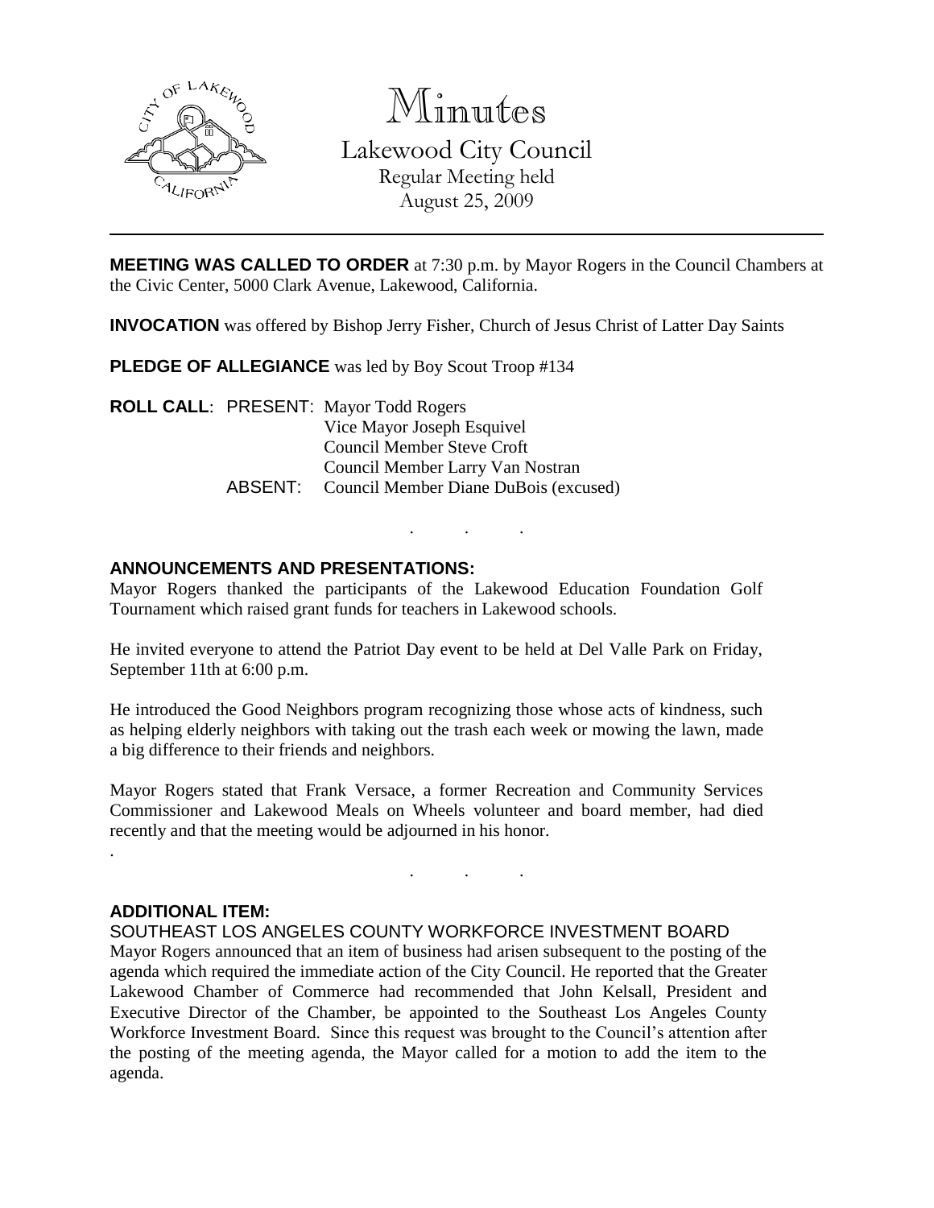# Minutes

## Lakewood City Council

Regular Meeting held
August 25, 2009

**MEETING WAS CALLED TO ORDER** at 7:30 p.m. by Mayor Rogers in the Council Chambers at the Civic Center, 5000 Clark Avenue, Lakewood, California.

**INVOCATION** was offered by Bishop Jerry Fisher, Church of Jesus Christ of Latter Day Saints

**PLEDGE OF ALLEGIANCE** was led by Boy Scout Troop #134

**ROLL CALL**: PRESENT: Mayor Todd Rogers
Vice Mayor Joseph Esquivel
Council Member Steve Croft
Council Member Larry Van Nostran
ABSENT: Council Member Diane DuBois (excused)

. . .

**ANNOUNCEMENTS AND PRESENTATIONS:**

Mayor Rogers thanked the participants of the Lakewood Education Foundation Golf Tournament which raised grant funds for teachers in Lakewood schools.

He invited everyone to attend the Patriot Day event to be held at Del Valle Park on Friday, September 11th at 6:00 p.m.

He introduced the Good Neighbors program recognizing those whose acts of kindness, such as helping elderly neighbors with taking out the trash each week or mowing the lawn, made a big difference to their friends and neighbors.

Mayor Rogers stated that Frank Versace, a former Recreation and Community Services Commissioner and Lakewood Meals on Wheels volunteer and board member, had died recently and that the meeting would be adjourned in his honor.

. . .

**ADDITIONAL ITEM:**

SOUTHEAST LOS ANGELES COUNTY WORKFORCE INVESTMENT BOARD

Mayor Rogers announced that an item of business had arisen subsequent to the posting of the agenda which required the immediate action of the City Council. He reported that the Greater Lakewood Chamber of Commerce had recommended that John Kelsall, President and Executive Director of the Chamber, be appointed to the Southeast Los Angeles County Workforce Investment Board. Since this request was brought to the Council's attention after the posting of the meeting agenda, the Mayor called for a motion to add the item to the agenda.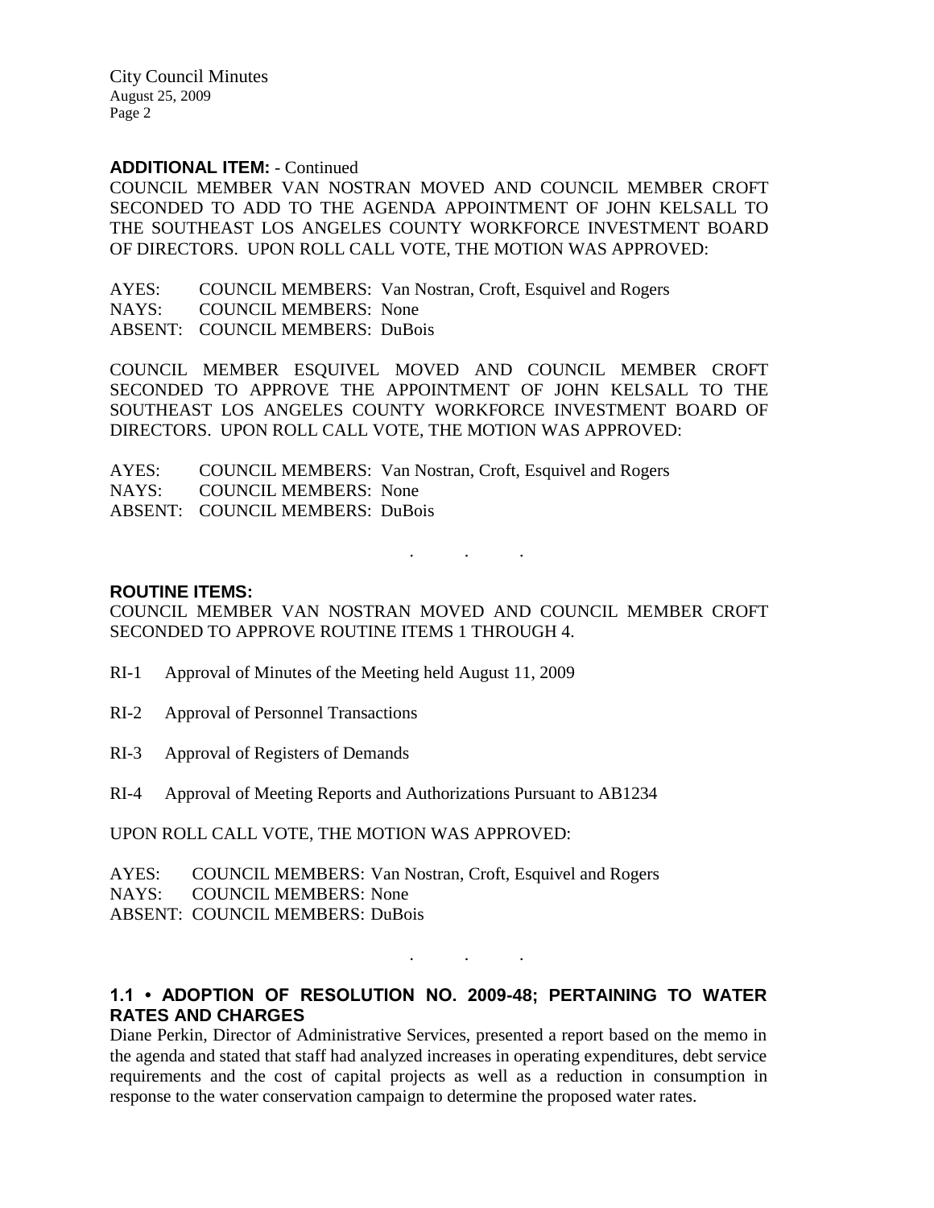**ADDITIONAL ITEM:** - Continued

COUNCIL MEMBER VAN NOSTRAN MOVED AND COUNCIL MEMBER CROFT SECONDED TO ADD TO THE AGENDA APPOINTMENT OF JOHN KELSALL TO THE SOUTHEAST LOS ANGELES COUNTY WORKFORCE INVESTMENT BOARD OF DIRECTORS. UPON ROLL CALL VOTE, THE MOTION WAS APPROVED:

AYES: COUNCIL MEMBERS: Van Nostran, Croft, Esquivel and Rogers
NAYS: COUNCIL MEMBERS: None
ABSENT: COUNCIL MEMBERS: DuBois

COUNCIL MEMBER ESQUIVEL MOVED AND COUNCIL MEMBER CROFT SECONDED TO APPROVE THE APPOINTMENT OF JOHN KELSALL TO THE SOUTHEAST LOS ANGELES COUNTY WORKFORCE INVESTMENT BOARD OF DIRECTORS. UPON ROLL CALL VOTE, THE MOTION WAS APPROVED:

AYES: COUNCIL MEMBERS: Van Nostran, Croft, Esquivel and Rogers
NAYS: COUNCIL MEMBERS: None
ABSENT: COUNCIL MEMBERS: DuBois

. . .

**ROUTINE ITEMS:**

COUNCIL MEMBER VAN NOSTRAN MOVED AND COUNCIL MEMBER CROFT SECONDED TO APPROVE ROUTINE ITEMS 1 THROUGH 4.

RI-1 Approval of Minutes of the Meeting held August 11, 2009

RI-2 Approval of Personnel Transactions

RI-3 Approval of Registers of Demands

RI-4 Approval of Meeting Reports and Authorizations Pursuant to AB1234

UPON ROLL CALL VOTE, THE MOTION WAS APPROVED:

AYES: COUNCIL MEMBERS: Van Nostran, Croft, Esquivel and Rogers
NAYS: COUNCIL MEMBERS: None
ABSENT: COUNCIL MEMBERS: DuBois

. . .

## 1.1 • ADOPTION OF RESOLUTION NO. 2009-48; PERTAINING TO WATER RATES AND CHARGES

Diane Perkin, Director of Administrative Services, presented a report based on the memo in the agenda and stated that staff had analyzed increases in operating expenditures, debt service requirements and the cost of capital projects as well as a reduction in consumption in response to the water conservation campaign to determine the proposed water rates.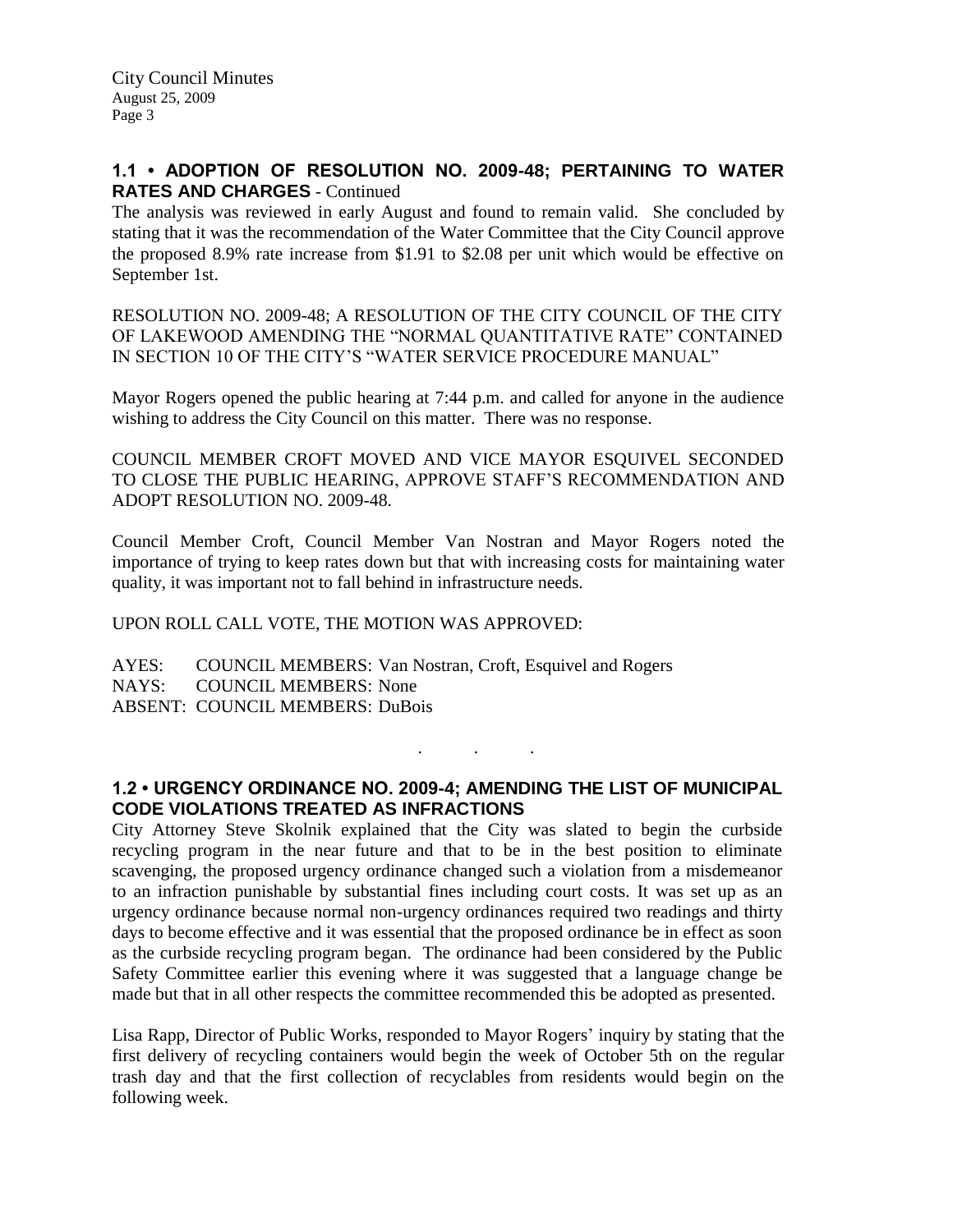## 1.1 • ADOPTION OF RESOLUTION NO. 2009-48; PERTAINING TO WATER RATES AND CHARGES - Continued

The analysis was reviewed in early August and found to remain valid. She concluded by stating that it was the recommendation of the Water Committee that the City Council approve the proposed 8.9% rate increase from $1.91 to $2.08 per unit which would be effective on September 1st.

RESOLUTION NO. 2009-48; A RESOLUTION OF THE CITY COUNCIL OF THE CITY OF LAKEWOOD AMENDING THE "NORMAL QUANTITATIVE RATE" CONTAINED IN SECTION 10 OF THE CITY'S "WATER SERVICE PROCEDURE MANUAL"

Mayor Rogers opened the public hearing at 7:44 p.m. and called for anyone in the audience wishing to address the City Council on this matter. There was no response.

COUNCIL MEMBER CROFT MOVED AND VICE MAYOR ESQUIVEL SECONDED TO CLOSE THE PUBLIC HEARING, APPROVE STAFF'S RECOMMENDATION AND ADOPT RESOLUTION NO. 2009-48.

Council Member Croft, Council Member Van Nostran and Mayor Rogers noted the importance of trying to keep rates down but that with increasing costs for maintaining water quality, it was important not to fall behind in infrastructure needs.

UPON ROLL CALL VOTE, THE MOTION WAS APPROVED:

AYES: COUNCIL MEMBERS: Van Nostran, Croft, Esquivel and Rogers
NAYS: COUNCIL MEMBERS: None
ABSENT: COUNCIL MEMBERS: DuBois

. . .

## 1.2 • URGENCY ORDINANCE NO. 2009-4; AMENDING THE LIST OF MUNICIPAL CODE VIOLATIONS TREATED AS INFRACTIONS

City Attorney Steve Skolnik explained that the City was slated to begin the curbside recycling program in the near future and that to be in the best position to eliminate scavenging, the proposed urgency ordinance changed such a violation from a misdemeanor to an infraction punishable by substantial fines including court costs. It was set up as an urgency ordinance because normal non-urgency ordinances required two readings and thirty days to become effective and it was essential that the proposed ordinance be in effect as soon as the curbside recycling program began. The ordinance had been considered by the Public Safety Committee earlier this evening where it was suggested that a language change be made but that in all other respects the committee recommended this be adopted as presented.

Lisa Rapp, Director of Public Works, responded to Mayor Rogers' inquiry by stating that the first delivery of recycling containers would begin the week of October 5th on the regular trash day and that the first collection of recyclables from residents would begin on the following week.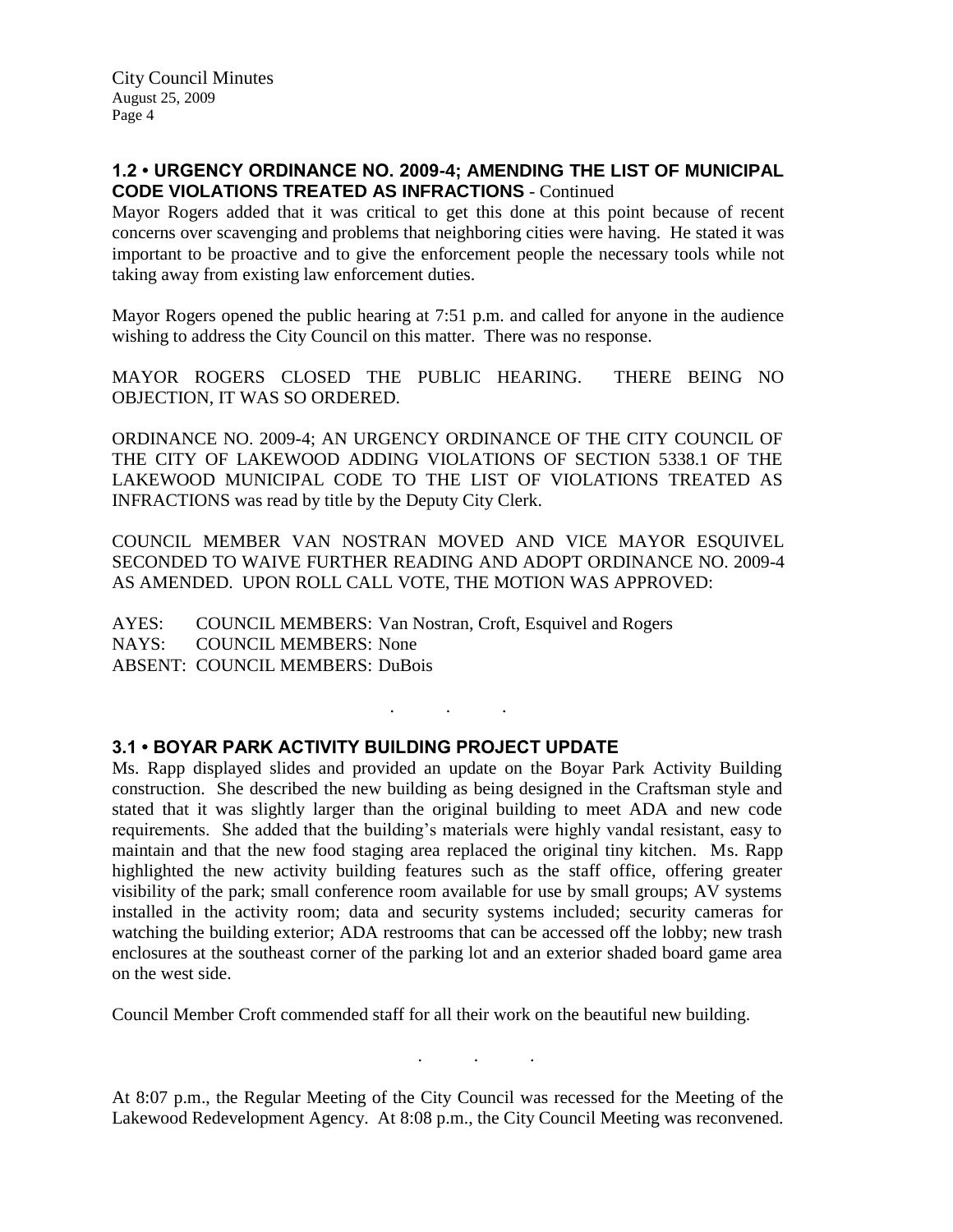## 1.2 • URGENCY ORDINANCE NO. 2009-4; AMENDING THE LIST OF MUNICIPAL CODE VIOLATIONS TREATED AS INFRACTIONS - Continued

Mayor Rogers added that it was critical to get this done at this point because of recent concerns over scavenging and problems that neighboring cities were having. He stated it was important to be proactive and to give the enforcement people the necessary tools while not taking away from existing law enforcement duties.

Mayor Rogers opened the public hearing at 7:51 p.m. and called for anyone in the audience wishing to address the City Council on this matter. There was no response.

MAYOR ROGERS CLOSED THE PUBLIC HEARING. THERE BEING NO OBJECTION, IT WAS SO ORDERED.

ORDINANCE NO. 2009-4; AN URGENCY ORDINANCE OF THE CITY COUNCIL OF THE CITY OF LAKEWOOD ADDING VIOLATIONS OF SECTION 5338.1 OF THE LAKEWOOD MUNICIPAL CODE TO THE LIST OF VIOLATIONS TREATED AS INFRACTIONS was read by title by the Deputy City Clerk.

COUNCIL MEMBER VAN NOSTRAN MOVED AND VICE MAYOR ESQUIVEL SECONDED TO WAIVE FURTHER READING AND ADOPT ORDINANCE NO. 2009-4 AS AMENDED. UPON ROLL CALL VOTE, THE MOTION WAS APPROVED:

AYES: COUNCIL MEMBERS: Van Nostran, Croft, Esquivel and Rogers
NAYS: COUNCIL MEMBERS: None
ABSENT: COUNCIL MEMBERS: DuBois

. . .

## 3.1 • BOYAR PARK ACTIVITY BUILDING PROJECT UPDATE

Ms. Rapp displayed slides and provided an update on the Boyar Park Activity Building construction. She described the new building as being designed in the Craftsman style and stated that it was slightly larger than the original building to meet ADA and new code requirements. She added that the building's materials were highly vandal resistant, easy to maintain and that the new food staging area replaced the original tiny kitchen. Ms. Rapp highlighted the new activity building features such as the staff office, offering greater visibility of the park; small conference room available for use by small groups; AV systems installed in the activity room; data and security systems included; security cameras for watching the building exterior; ADA restrooms that can be accessed off the lobby; new trash enclosures at the southeast corner of the parking lot and an exterior shaded board game area on the west side.

Council Member Croft commended staff for all their work on the beautiful new building.

. . .

At 8:07 p.m., the Regular Meeting of the City Council was recessed for the Meeting of the Lakewood Redevelopment Agency. At 8:08 p.m., the City Council Meeting was reconvened.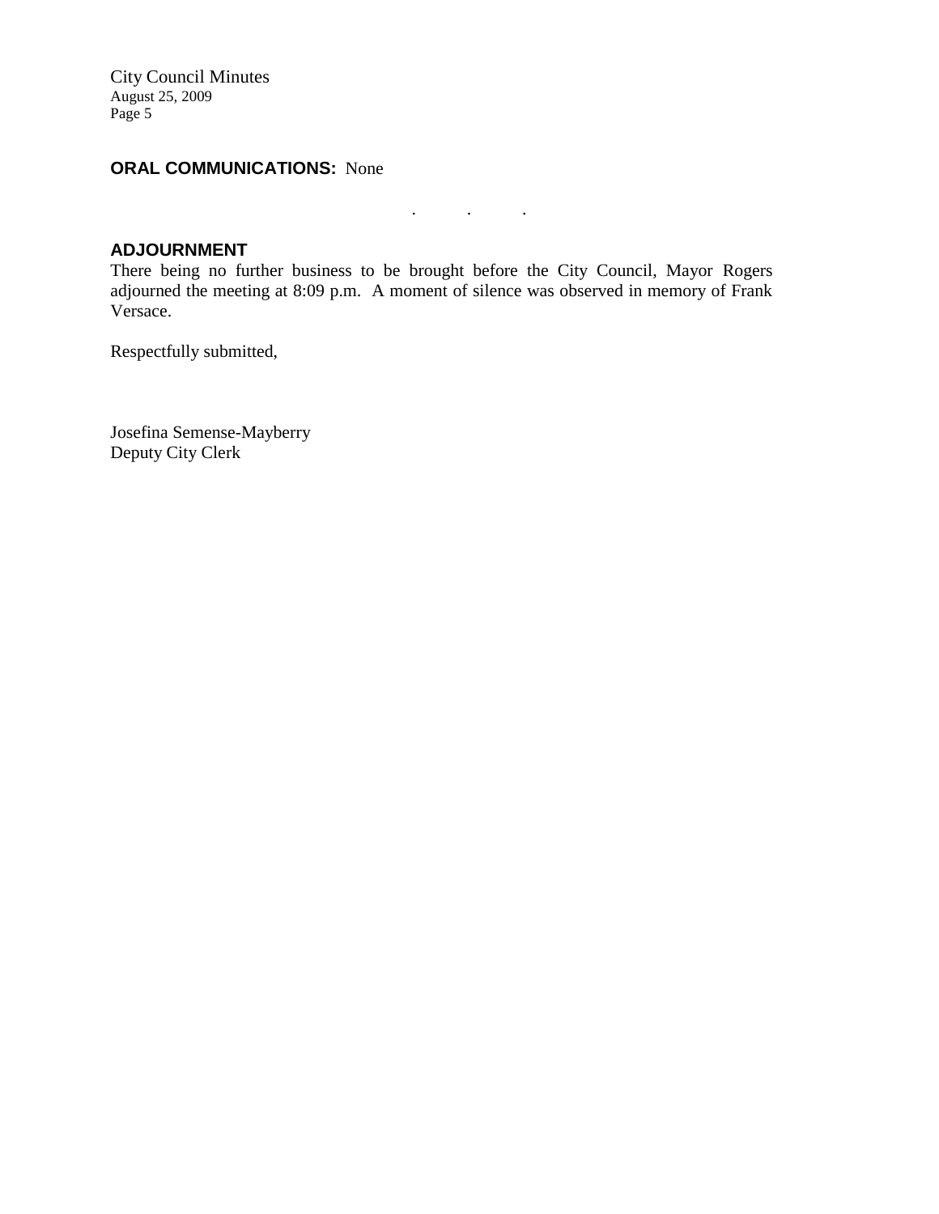**ORAL COMMUNICATIONS:** None

. . .

**ADJOURNMENT**

There being no further business to be brought before the City Council, Mayor Rogers adjourned the meeting at 8:09 p.m. A moment of silence was observed in memory of Frank Versace.

Respectfully submitted,

Josefina Semense-Mayberry
Deputy City Clerk